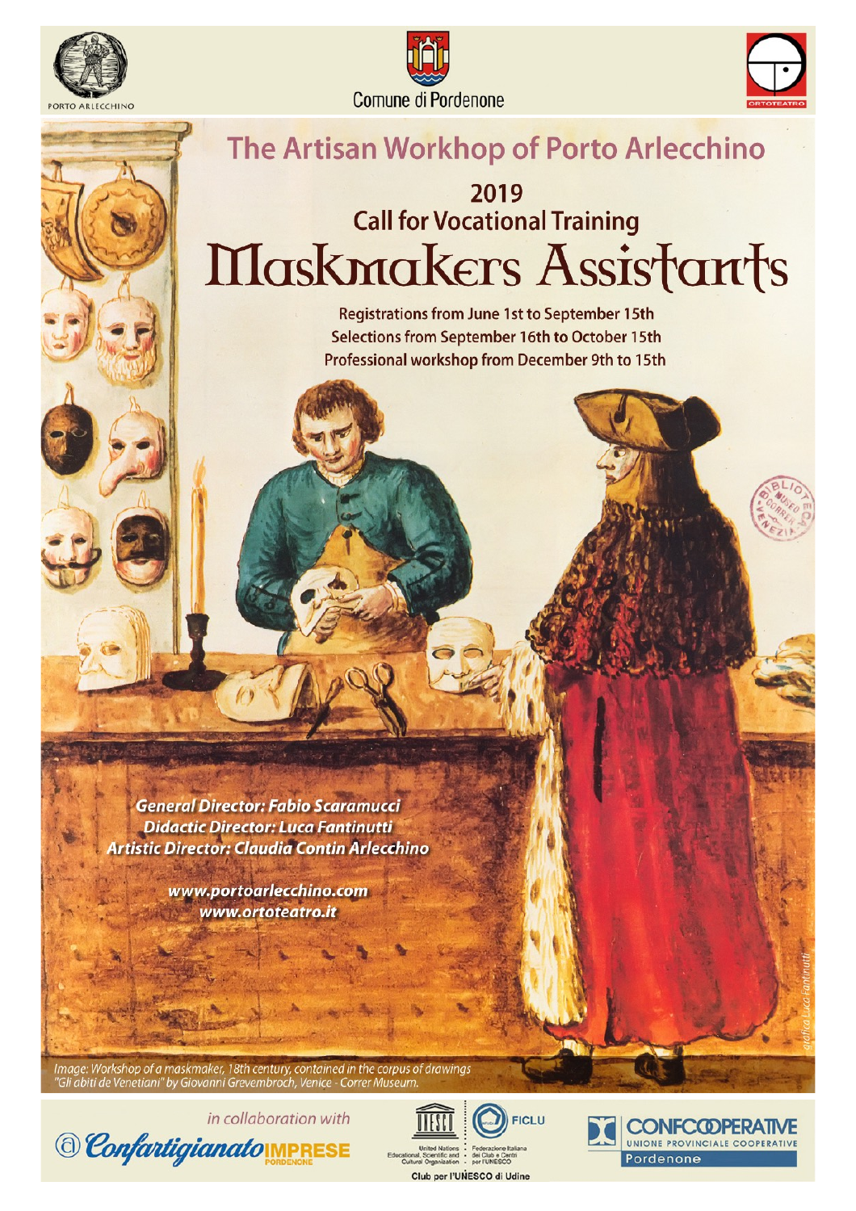PORTO ARLECCHINO

Comune di Pordenone

ORTOTEATRO

# The Artisan Workhop of Porto Arlecchino

## 2019
## Call for Vocational Training
# Maskmakers Assistants

Registrations from June 1st to September 15th
Selections from September 16th to October 15th
Professional workshop from December 9th to 15th

***General Director: Fabio Scaramucci***
***Didactic Director: Luca Fantinutti***
***Artistic Director: Claudia Contin Arlecchino***

***www.portoarlecchino.com***
***www.ortoteatro.it***

*Image: Workshop of a maskmaker, 18th century, contained in the corpus of drawings "Gli abiti de Venetiani" by Giovanni Grevembroch, Venice - Correr Museum.*

*grafica Luca Fantinutti*

*in collaboration with*

Confartigianato IMPRESE PORDENONE

UNESCO – United Nations Educational, Scientific and Cultural Organization · FICLU – Federazione Italiana dei Club e Centri per l'UNESCO

Club per l'UNESCO di Udine

CONFCOOPERATIVE UNIONE PROVINCIALE COOPERATIVE Pordenone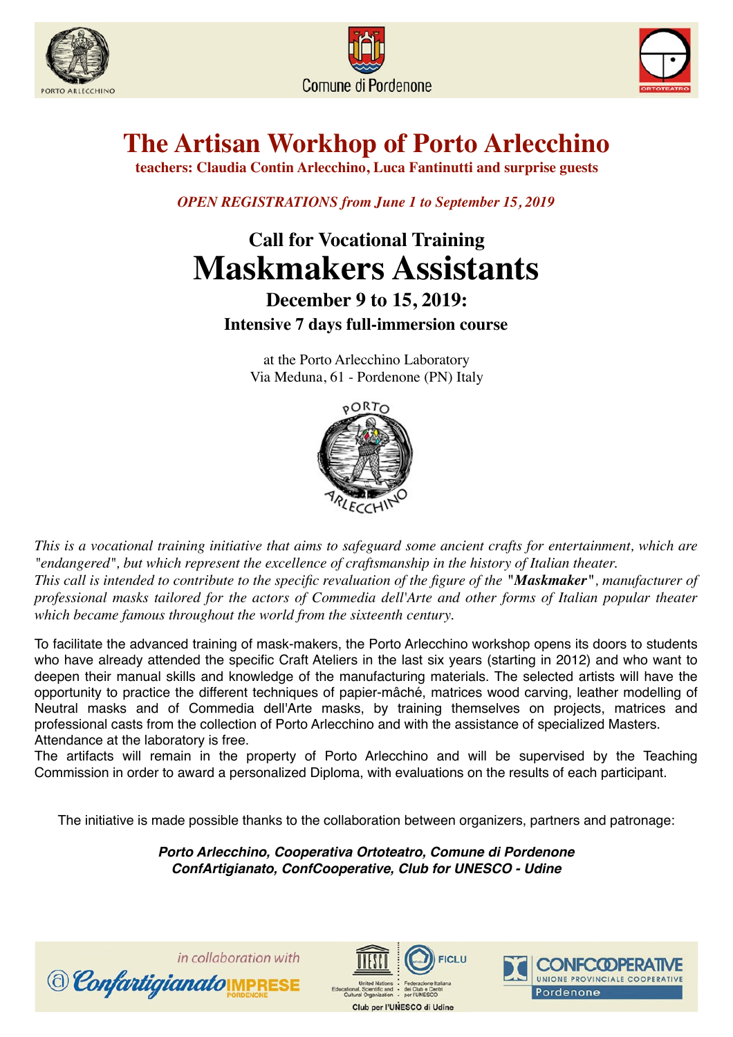# The Artisan Workhop of Porto Arlecchino

**teachers: Claudia Contin Arlecchino, Luca Fantinutti and surprise guests**

*OPEN REGISTRATIONS from June 1 to September 15, 2019*

## Call for Vocational Training

# Maskmakers Assistants

### December 9 to 15, 2019:

**Intensive 7 days full-immersion course**

at the Porto Arlecchino Laboratory
Via Meduna, 61 - Pordenone (PN) Italy

*This is a vocational training initiative that aims to safeguard some ancient crafts for entertainment, which are "endangered", but which represent the excellence of craftsmanship in the history of Italian theater.*
*This call is intended to contribute to the specific revaluation of the figure of the "**Maskmaker**", manufacturer of professional masks tailored for the actors of Commedia dell'Arte and other forms of Italian popular theater which became famous throughout the world from the sixteenth century.*

To facilitate the advanced training of mask-makers, the Porto Arlecchino workshop opens its doors to students who have already attended the specific Craft Ateliers in the last six years (starting in 2012) and who want to deepen their manual skills and knowledge of the manufacturing materials. The selected artists will have the opportunity to practice the different techniques of papier-mâché, matrices wood carving, leather modelling of Neutral masks and of Commedia dell'Arte masks, by training themselves on projects, matrices and professional casts from the collection of Porto Arlecchino and with the assistance of specialized Masters.
Attendance at the laboratory is free.
The artifacts will remain in the property of Porto Arlecchino and will be supervised by the Teaching Commission in order to award a personalized Diploma, with evaluations on the results of each participant.

The initiative is made possible thanks to the collaboration between organizers, partners and patronage:

***Porto Arlecchino, Cooperativa Ortoteatro, Comune di Pordenone***
***ConfArtigianato, ConfCooperative, Club for UNESCO - Udine***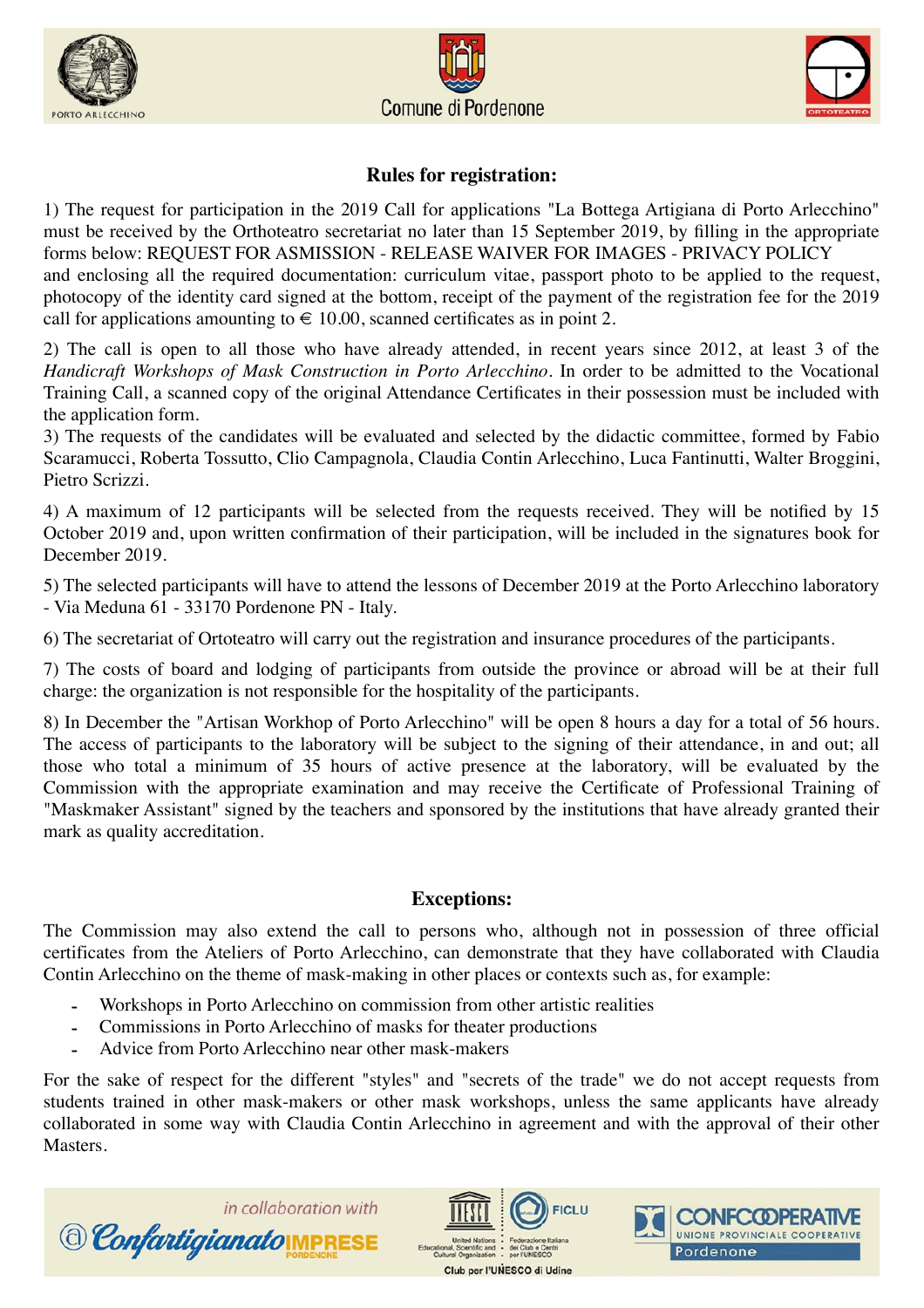## Rules for registration:

1) The request for participation in the 2019 Call for applications "La Bottega Artigiana di Porto Arlecchino" must be received by the Orthoteatro secretariat no later than 15 September 2019, by filling in the appropriate forms below: REQUEST FOR ASMISSION - RELEASE WAIVER FOR IMAGES - PRIVACY POLICY and enclosing all the required documentation: curriculum vitae, passport photo to be applied to the request, photocopy of the identity card signed at the bottom, receipt of the payment of the registration fee for the 2019 call for applications amounting to € 10.00, scanned certificates as in point 2.

2) The call is open to all those who have already attended, in recent years since 2012, at least 3 of the *Handicraft Workshops of Mask Construction in Porto Arlecchino*. In order to be admitted to the Vocational Training Call, a scanned copy of the original Attendance Certificates in their possession must be included with the application form.

3) The requests of the candidates will be evaluated and selected by the didactic committee, formed by Fabio Scaramucci, Roberta Tossutto, Clio Campagnola, Claudia Contin Arlecchino, Luca Fantinutti, Walter Broggini, Pietro Scrizzi.

4) A maximum of 12 participants will be selected from the requests received. They will be notified by 15 October 2019 and, upon written confirmation of their participation, will be included in the signatures book for December 2019.

5) The selected participants will have to attend the lessons of December 2019 at the Porto Arlecchino laboratory - Via Meduna 61 - 33170 Pordenone PN - Italy.

6) The secretariat of Ortoteatro will carry out the registration and insurance procedures of the participants.

7) The costs of board and lodging of participants from outside the province or abroad will be at their full charge: the organization is not responsible for the hospitality of the participants.

8) In December the "Artisan Workhop of Porto Arlecchino" will be open 8 hours a day for a total of 56 hours. The access of participants to the laboratory will be subject to the signing of their attendance, in and out; all those who total a minimum of 35 hours of active presence at the laboratory, will be evaluated by the Commission with the appropriate examination and may receive the Certificate of Professional Training of "Maskmaker Assistant" signed by the teachers and sponsored by the institutions that have already granted their mark as quality accreditation.

## Exceptions:

The Commission may also extend the call to persons who, although not in possession of three official certificates from the Ateliers of Porto Arlecchino, can demonstrate that they have collaborated with Claudia Contin Arlecchino on the theme of mask-making in other places or contexts such as, for example:

- Workshops in Porto Arlecchino on commission from other artistic realities
- Commissions in Porto Arlecchino of masks for theater productions
- Advice from Porto Arlecchino near other mask-makers

For the sake of respect for the different "styles" and "secrets of the trade" we do not accept requests from students trained in other mask-makers or other mask workshops, unless the same applicants have already collaborated in some way with Claudia Contin Arlecchino in agreement and with the approval of their other Masters.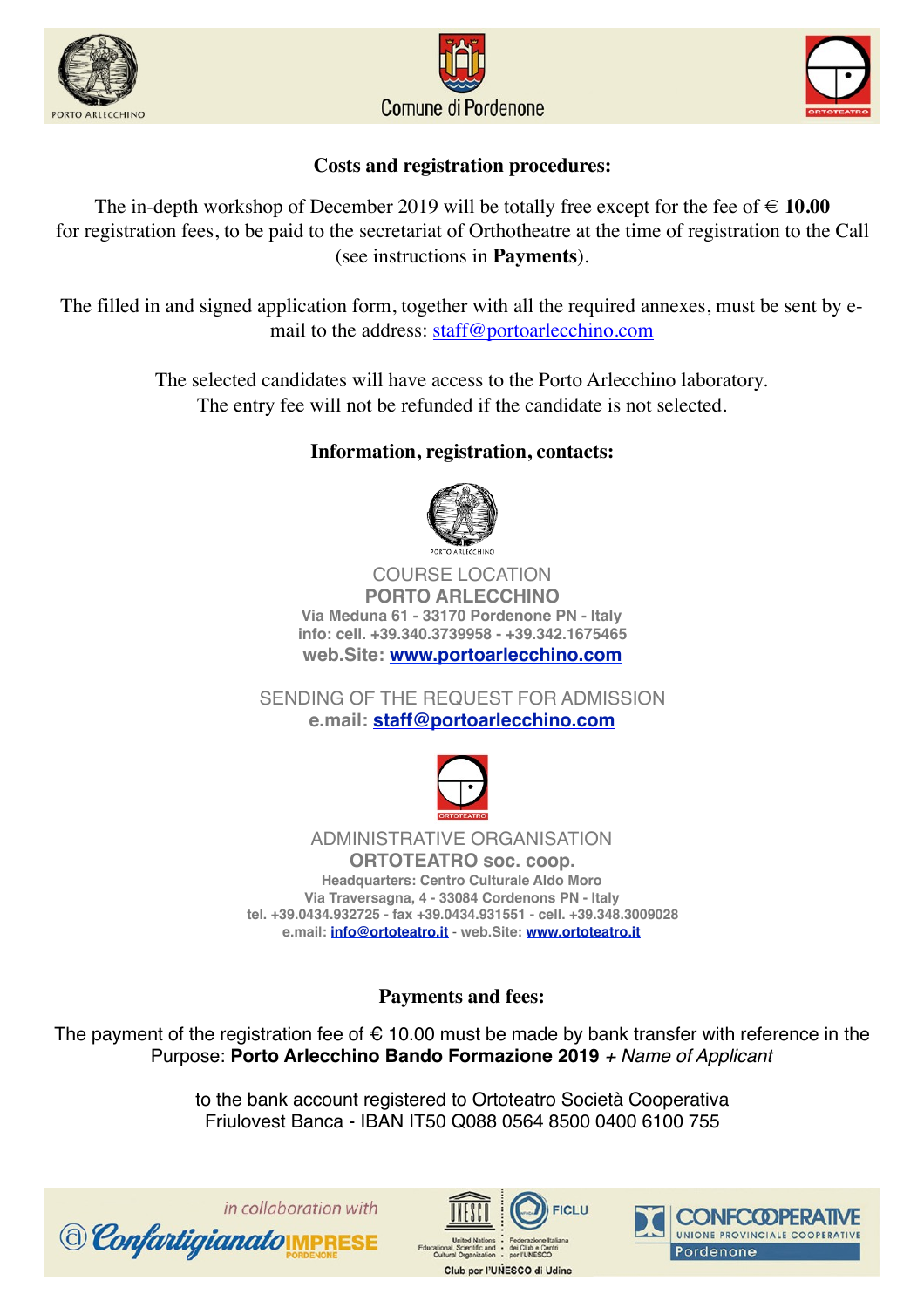## Costs and registration procedures:

The in-depth workshop of December 2019 will be totally free except for the fee of € **10.00** for registration fees, to be paid to the secretariat of Orthotheatre at the time of registration to the Call (see instructions in **Payments**).

The filled in and signed application form, together with all the required annexes, must be sent by e-mail to the address: staff@portoarlecchino.com

The selected candidates will have access to the Porto Arlecchino laboratory.
The entry fee will not be refunded if the candidate is not selected.

## Information, registration, contacts:

COURSE LOCATION
**PORTO ARLECCHINO**
**Via Meduna 61 - 33170 Pordenone PN - Italy**
**info: cell. +39.340.3739958 - +39.342.1675465**
**web.Site: www.portoarlecchino.com**

SENDING OF THE REQUEST FOR ADMISSION
**e.mail: staff@portoarlecchino.com**

ADMINISTRATIVE ORGANISATION
**ORTOTEATRO soc. coop.**
**Headquarters: Centro Culturale Aldo Moro**
**Via Traversagna, 4 - 33084 Cordenons PN - Italy**
**tel. +39.0434.932725 - fax +39.0434.931551 - cell. +39.348.3009028**
**e.mail: info@ortoteatro.it - web.Site: www.ortoteatro.it**

## Payments and fees:

The payment of the registration fee of € 10.00 must be made by bank transfer with reference in the Purpose: **Porto Arlecchino Bando Formazione 2019** *+ Name of Applicant*

to the bank account registered to Ortoteatro Società Cooperativa
Friulovest Banca - IBAN IT50 Q088 0564 8500 0400 6100 755

*in collaboration with*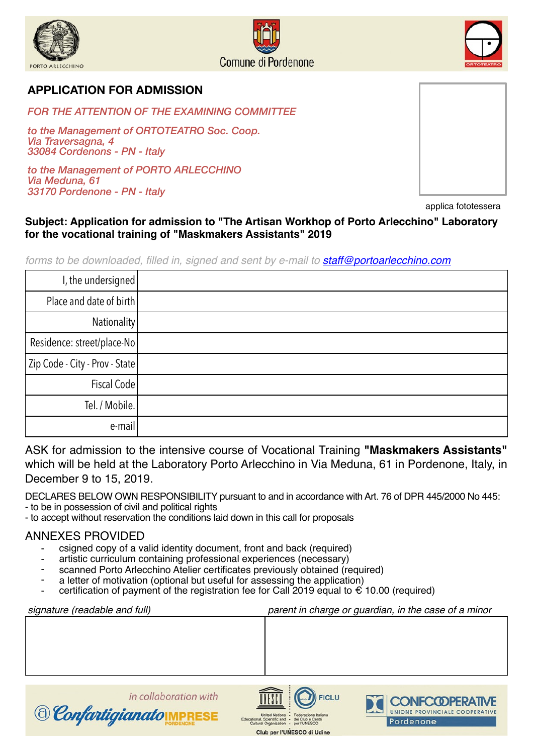PORTO ARLECCHINO

Comune di Pordenone

ORTOTEATRO

## APPLICATION FOR ADMISSION

*FOR THE ATTENTION OF THE EXAMINING COMMITTEE*

*to the Management of ORTOTEATRO Soc. Coop.*
*Via Traversagna, 4*
*33084 Cordenons - PN - Italy*

*to the Management of PORTO ARLECCHINO*
*Via Meduna, 61*
*33170 Pordenone - PN - Italy*

applica fototessera

**Subject: Application for admission to "The Artisan Workhop of Porto Arlecchino" Laboratory for the vocational training of "Maskmakers Assistants" 2019**

*forms to be downloaded, filled in, signed and sent by e-mail to staff@portoarlecchino.com*

| | |
|---|---|
| I, the undersigned | |
| Place and date of birth | |
| Nationality | |
| Residence: street/place-No | |
| Zip Code - City - Prov - State | |
| Fiscal Code | |
| Tel. / Mobile. | |
| e-mail | |

ASK for admission to the intensive course of Vocational Training **"Maskmakers Assistants"** which will be held at the Laboratory Porto Arlecchino in Via Meduna, 61 in Pordenone, Italy, in December 9 to 15, 2019.

DECLARES BELOW OWN RESPONSIBILITY pursuant to and in accordance with Art. 76 of DPR 445/2000 No 445:
- to be in possession of civil and political rights
- to accept without reservation the conditions laid down in this call for proposals

ANNEXES PROVIDED

- csigned copy of a valid identity document, front and back (required)
- artistic curriculum containing professional experiences (necessary)
- scanned Porto Arlecchino Atelier certificates previously obtained (required)
- a letter of motivation (optional but useful for assessing the application)
- certification of payment of the registration fee for Call 2019 equal to € 10.00 (required)

| *signature (readable and full)* | *parent in charge or guardian, in the case of a minor* |
|---|---|
| | |

*in collaboration with*

Confartigianato IMPRESE PORDENONE

UNESCO United Nations Educational, Scientific and Cultural Organization - FICLU Federazione Italiana dei Club e Centri per l'UNESCO

Club per l'UNESCO di Udine

CONFCOOPERATIVE UNIONE PROVINCIALE COOPERATIVE Pordenone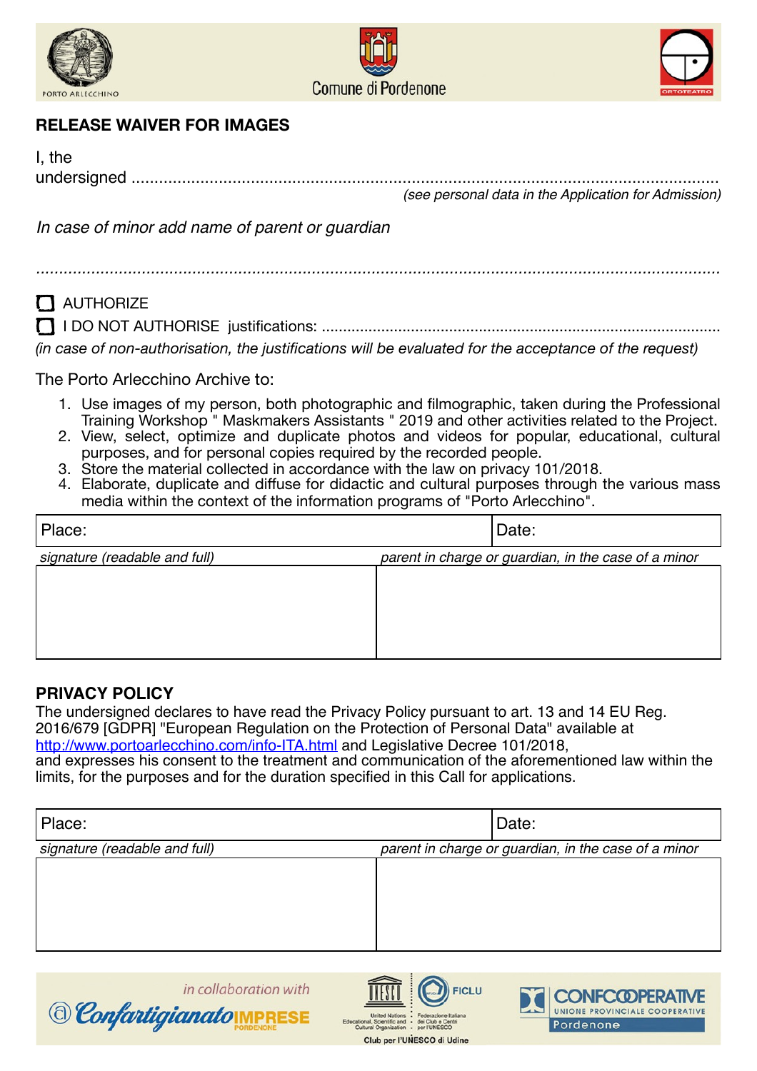PORTO ARLECCHINO

Comune di Pordenone

ORTOTEATRO

## RELEASE WAIVER FOR IMAGES

I, the undersigned ..........................................................................................................................
*(see personal data in the Application for Admission)*

*In case of minor add name of parent or guardian*

.........................................................................................................................................

☐ AUTHORIZE

☐ I DO NOT AUTHORISE justifications: ........................................................................................

*(in case of non-authorisation, the justifications will be evaluated for the acceptance of the request)*

The Porto Arlecchino Archive to:

1. Use images of my person, both photographic and filmographic, taken during the Professional Training Workshop " Maskmakers Assistants " 2019 and other activities related to the Project.
2. View, select, optimize and duplicate photos and videos for popular, educational, cultural purposes, and for personal copies required by the recorded people.
3. Store the material collected in accordance with the law on privacy 101/2018.
4. Elaborate, duplicate and diffuse for didactic and cultural purposes through the various mass media within the context of the information programs of "Porto Arlecchino".

| Place: | Date: |
|---|---|
| *signature (readable and full)* | *parent in charge or guardian, in the case of a minor* |
| | |

## PRIVACY POLICY

The undersigned declares to have read the Privacy Policy pursuant to art. 13 and 14 EU Reg. 2016/679 [GDPR] "European Regulation on the Protection of Personal Data" available at http://www.portoarlecchino.com/info-ITA.html and Legislative Decree 101/2018, and expresses his consent to the treatment and communication of the aforementioned law within the limits, for the purposes and for the duration specified in this Call for applications.

| Place: | Date: |
|---|---|
| *signature (readable and full)* | *parent in charge or guardian, in the case of a minor* |
| | |

*in collaboration with*

Confartigianato IMPRESE PORDENONE

UNESCO – United Nations Educational, Scientific and Cultural Organization – FICLU Federazione Italiana dei Club e Centri per l'UNESCO – Club per l'UNESCO di Udine

CONFCOOPERATIVE UNIONE PROVINCIALE COOPERATIVE Pordenone